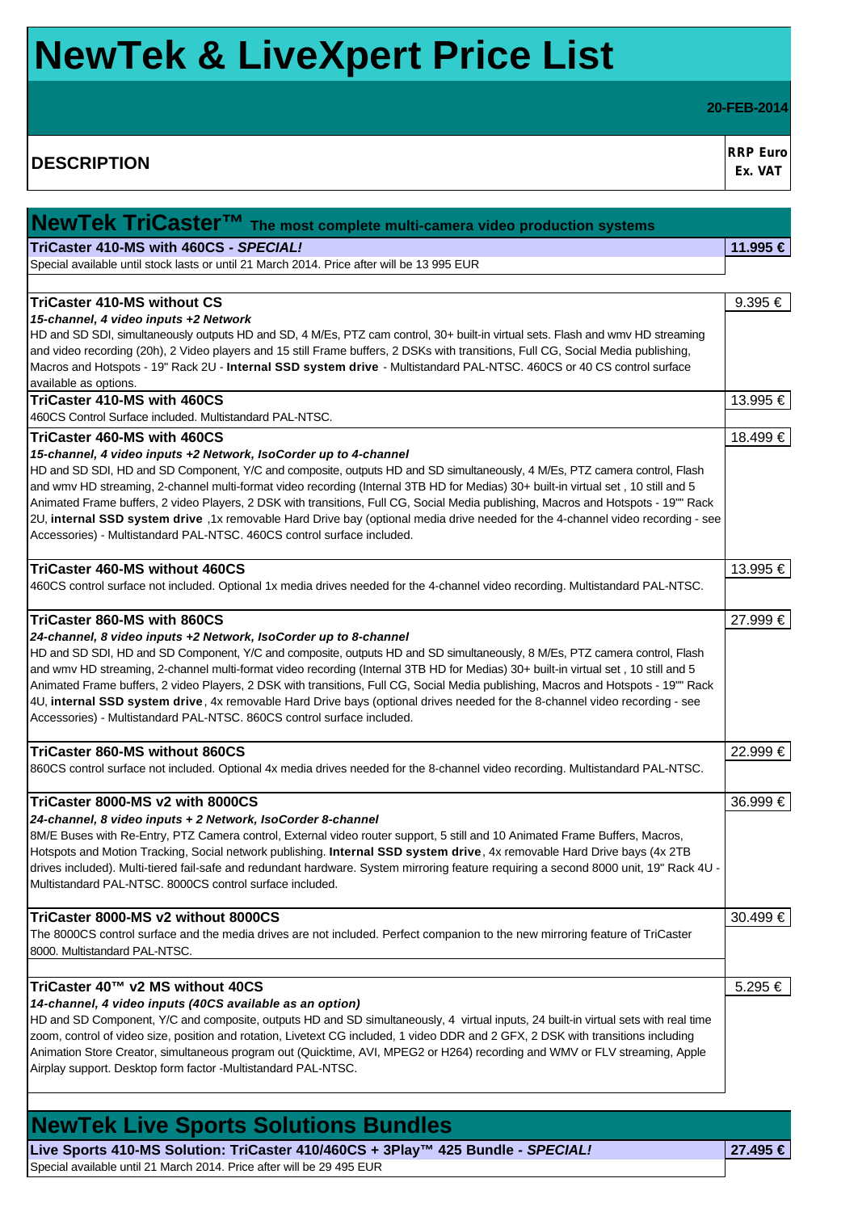# NewTek & LiveXpert Price List

**20-FEB-2014**

| DESCRIPTION | RRP Euro Ex. VAT |
|---|---|
| **NewTek TriCaster™ The most complete multi-camera video production systems** | |
| **TriCaster 410-MS with 460CS - *SPECIAL!*** | **11.995 €** |
| Special available until stock lasts or until 21 March 2014. Price after will be 13 995 EUR | |
| **TriCaster 410-MS without CS**<br>***15-channel, 4 video inputs +2 Network***<br>HD and SD SDI, simultaneously outputs HD and SD, 4 M/Es, PTZ cam control, 30+ built-in virtual sets. Flash and wmv HD streaming and video recording (20h), 2 Video players and 15 still Frame buffers, 2 DSKs with transitions, Full CG, Social Media publishing, Macros and Hotspots - 19" Rack 2U - **Internal SSD system drive** - Multistandard PAL-NTSC. 460CS or 40 CS control surface available as options. | 9.395 € |
| **TriCaster 410-MS with 460CS**<br>460CS Control Surface included. Multistandard PAL-NTSC. | 13.995 € |
| **TriCaster 460-MS with 460CS**<br>***15-channel, 4 video inputs +2 Network, IsoCorder up to 4-channel***<br>HD and SD SDI, HD and SD Component, Y/C and composite, outputs HD and SD simultaneously, 4 M/Es, PTZ camera control, Flash and wmv HD streaming, 2-channel multi-format video recording (Internal 3TB HD for Medias) 30+ built-in virtual set , 10 still and 5 Animated Frame buffers, 2 video Players, 2 DSK with transitions, Full CG, Social Media publishing, Macros and Hotspots - 19"" Rack 2U, **internal SSD system drive** ,1x removable Hard Drive bay (optional media drive needed for the 4-channel video recording - see Accessories) - Multistandard PAL-NTSC. 460CS control surface included. | 18.499 € |
| **TriCaster 460-MS without 460CS**<br>460CS control surface not included. Optional 1x media drives needed for the 4-channel video recording. Multistandard PAL-NTSC. | 13.995 € |
| **TriCaster 860-MS with 860CS**<br>***24-channel, 8 video inputs +2 Network, IsoCorder up to 8-channel***<br>HD and SD SDI, HD and SD Component, Y/C and composite, outputs HD and SD simultaneously, 8 M/Es, PTZ camera control, Flash and wmv HD streaming, 2-channel multi-format video recording (Internal 3TB HD for Medias) 30+ built-in virtual set , 10 still and 5 Animated Frame buffers, 2 video Players, 2 DSK with transitions, Full CG, Social Media publishing, Macros and Hotspots - 19"" Rack 4U, **internal SSD system drive**, 4x removable Hard Drive bays (optional drives needed for the 8-channel video recording - see Accessories) - Multistandard PAL-NTSC. 860CS control surface included. | 27.999 € |
| **TriCaster 860-MS without 860CS**<br>860CS control surface not included. Optional 4x media drives needed for the 8-channel video recording. Multistandard PAL-NTSC. | 22.999 € |
| **TriCaster 8000-MS v2 with 8000CS**<br>***24-channel, 8 video inputs + 2 Network, IsoCorder 8-channel***<br>8M/E Buses with Re-Entry, PTZ Camera control, External video router support, 5 still and 10 Animated Frame Buffers, Macros, Hotspots and Motion Tracking, Social network publishing. **Internal SSD system drive**, 4x removable Hard Drive bays (4x 2TB drives included). Multi-tiered fail-safe and redundant hardware. System mirroring feature requiring a second 8000 unit, 19" Rack 4U - Multistandard PAL-NTSC. 8000CS control surface included. | 36.999 € |
| **TriCaster 8000-MS v2 without 8000CS**<br>The 8000CS control surface and the media drives are not included. Perfect companion to the new mirroring feature of TriCaster 8000. Multistandard PAL-NTSC. | 30.499 € |
| **TriCaster 40™ v2 MS without 40CS**<br>***14-channel, 4 video inputs (40CS available as an option)***<br>HD and SD Component, Y/C and composite, outputs HD and SD simultaneously, 4 virtual inputs, 24 built-in virtual sets with real time zoom, control of video size, position and rotation, Livetext CG included, 1 video DDR and 2 GFX, 2 DSK with transitions including Animation Store Creator, simultaneous program out (Quicktime, AVI, MPEG2 or H264) recording and WMV or FLV streaming, Apple Airplay support. Desktop form factor -Multistandard PAL-NTSC. | 5.295 € |
| **NewTek Live Sports Solutions Bundles** | |
| **Live Sports 410-MS Solution: TriCaster 410/460CS + 3Play™ 425 Bundle - *SPECIAL!*** | **27.495 €** |
| Special available until 21 March 2014. Price after will be 29 495 EUR | |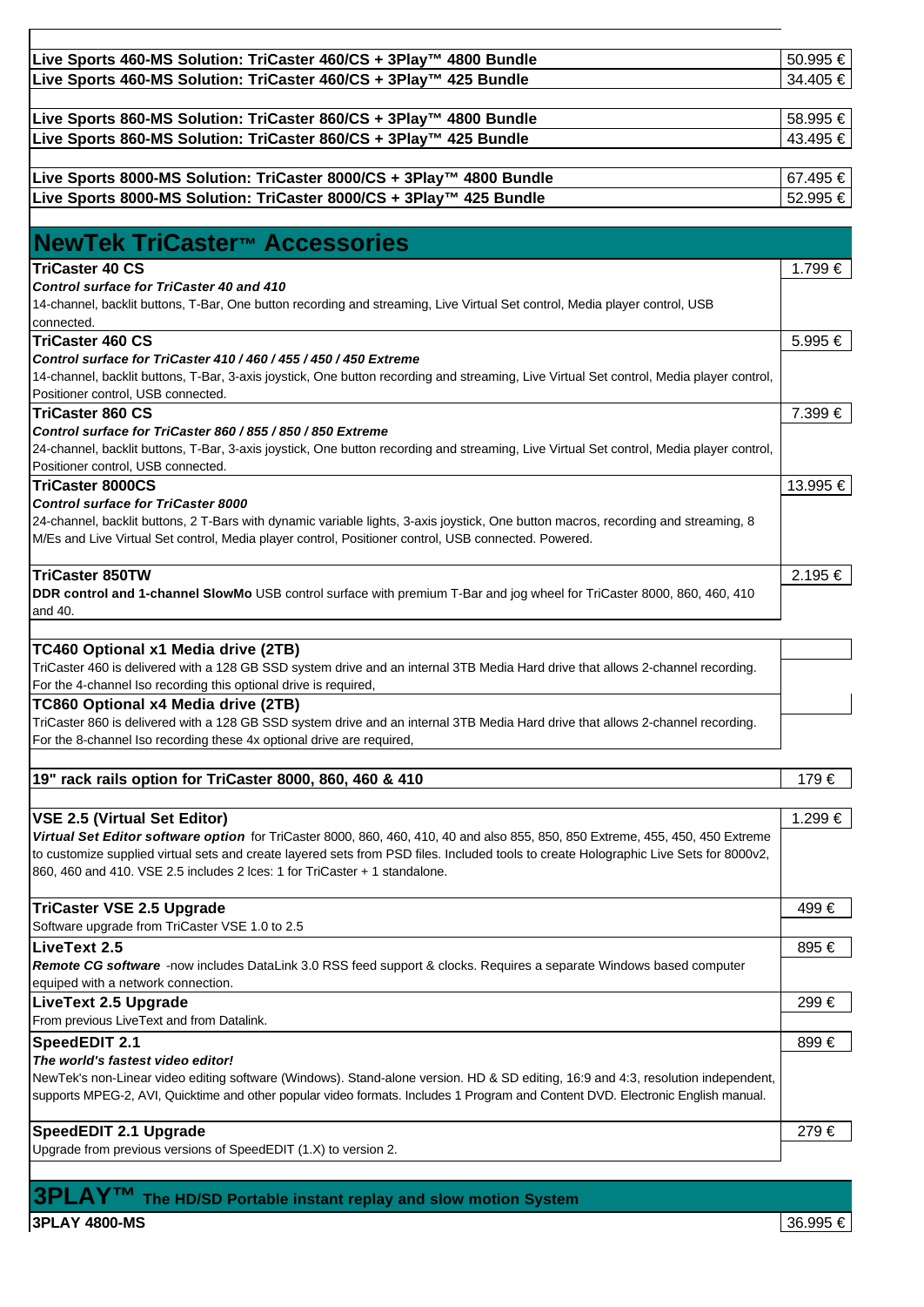| Product | Price |
|---|---|
| **Live Sports 460-MS Solution: TriCaster 460/CS + 3Play™ 4800 Bundle** | 50.995 € |
| **Live Sports 460-MS Solution: TriCaster 460/CS + 3Play™ 425 Bundle** | 34.405 € |
| **Live Sports 860-MS Solution: TriCaster 860/CS + 3Play™ 4800 Bundle** | 58.995 € |
| **Live Sports 860-MS Solution: TriCaster 860/CS + 3Play™ 425 Bundle** | 43.495 € |
| **Live Sports 8000-MS Solution: TriCaster 8000/CS + 3Play™ 4800 Bundle** | 67.495 € |
| **Live Sports 8000-MS Solution: TriCaster 8000/CS + 3Play™ 425 Bundle** | 52.995 € |

## NewTek TriCaster™ Accessories

| Product | Price |
|---|---|
| **TriCaster 40 CS**<br>***Control surface for TriCaster 40 and 410***<br>14-channel, backlit buttons, T-Bar, One button recording and streaming, Live Virtual Set control, Media player control, USB connected. | 1.799 € |
| **TriCaster 460 CS**<br>***Control surface for TriCaster 410 / 460 / 455 / 450 / 450 Extreme***<br>14-channel, backlit buttons, T-Bar, 3-axis joystick, One button recording and streaming, Live Virtual Set control, Media player control, Positioner control, USB connected. | 5.995 € |
| **TriCaster 860 CS**<br>***Control surface for TriCaster 860 / 855 / 850 / 850 Extreme***<br>24-channel, backlit buttons, T-Bar, 3-axis joystick, One button recording and streaming, Live Virtual Set control, Media player control, Positioner control, USB connected. | 7.399 € |
| **TriCaster 8000CS**<br>***Control surface for TriCaster 8000***<br>24-channel, backlit buttons, 2 T-Bars with dynamic variable lights, 3-axis joystick, One button macros, recording and streaming, 8 M/Es and Live Virtual Set control, Media player control, Positioner control, USB connected. Powered. | 13.995 € |
| **TriCaster 850TW**<br>**DDR control and 1-channel SlowMo** USB control surface with premium T-Bar and jog wheel for TriCaster 8000, 860, 460, 410 and 40. | 2.195 € |
| **TC460 Optional x1 Media drive (2TB)**<br>TriCaster 460 is delivered with a 128 GB SSD system drive and an internal 3TB Media Hard drive that allows 2-channel recording. For the 4-channel Iso recording this optional drive is required, | |
| **TC860 Optional x4 Media drive (2TB)**<br>TriCaster 860 is delivered with a 128 GB SSD system drive and an internal 3TB Media Hard drive that allows 2-channel recording. For the 8-channel Iso recording these 4x optional drive are required, | |
| **19" rack rails option for TriCaster 8000, 860, 460 & 410** | 179 € |
| **VSE 2.5 (Virtual Set Editor)**<br>***Virtual Set Editor software option*** for TriCaster 8000, 860, 460, 410, 40 and also 855, 850, 850 Extreme, 455, 450, 450 Extreme to customize supplied virtual sets and create layered sets from PSD files. Included tools to create Holographic Live Sets for 8000v2, 860, 460 and 410. VSE 2.5 includes 2 Ices: 1 for TriCaster + 1 standalone. | 1.299 € |
| **TriCaster VSE 2.5 Upgrade**<br>Software upgrade from TriCaster VSE 1.0 to 2.5 | 499 € |
| **LiveText 2.5**<br>***Remote CG software*** -now includes DataLink 3.0 RSS feed support & clocks. Requires a separate Windows based computer equiped with a network connection. | 895 € |
| **LiveText 2.5 Upgrade**<br>From previous LiveText and from Datalink. | 299 € |
| **SpeedEDIT 2.1**<br>***The world's fastest video editor!***<br>NewTek's non-Linear video editing software (Windows). Stand-alone version. HD & SD editing, 16:9 and 4:3, resolution independent, supports MPEG-2, AVI, Quicktime and other popular video formats. Includes 1 Program and Content DVD. Electronic English manual. | 899 € |
| **SpeedEDIT 2.1 Upgrade**<br>Upgrade from previous versions of SpeedEDIT (1.X) to version 2. | 279 € |

## 3PLAY™ The HD/SD Portable instant replay and slow motion System

| Product | Price |
|---|---|
| **3PLAY 4800-MS** | 36.995 € |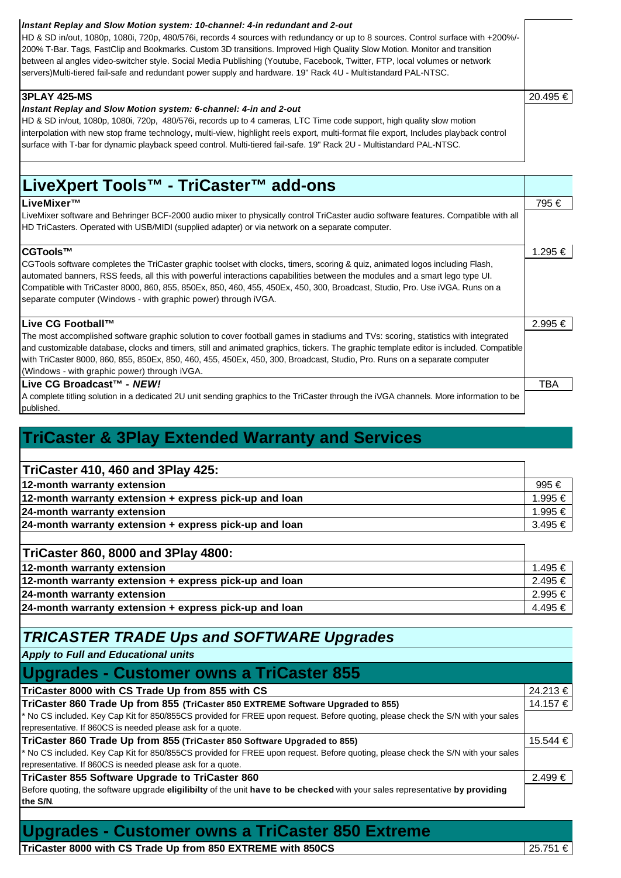***Instant Replay and Slow Motion system: 10-channel: 4-in redundant and 2-out***

HD & SD in/out, 1080p, 1080i, 720p, 480/576i, records 4 sources with redundancy or up to 8 sources. Control surface with +200%/-200% T-Bar. Tags, FastClip and Bookmarks. Custom 3D transitions. Improved High Quality Slow Motion. Monitor and transition between al angles video-switcher style. Social Media Publishing (Youtube, Facebook, Twitter, FTP, local volumes or network servers)Multi-tiered fail-safe and redundant power supply and hardware. 19" Rack 4U - Multistandard PAL-NTSC.

| **3PLAY 425-MS** | 20.495 € |
|---|---|
| ***Instant Replay and Slow Motion system: 6-channel: 4-in and 2-out*** HD & SD in/out, 1080p, 1080i, 720p, 480/576i, records up to 4 cameras, LTC Time code support, high quality slow motion interpolation with new stop frame technology, multi-view, highlight reels export, multi-format file export, Includes playback control surface with T-bar for dynamic playback speed control. Multi-tiered fail-safe. 19" Rack 2U - Multistandard PAL-NTSC. | |

## LiveXpert Tools™ - TriCaster™ add-ons

| **LiveMixer™** | 795 € |
|---|---|
| LiveMixer software and Behringer BCF-2000 audio mixer to physically control TriCaster audio software features. Compatible with all HD TriCasters. Operated with USB/MIDI (supplied adapter) or via network on a separate computer. | |
| **CGTools™** | 1.295 € |
| CGTools software completes the TriCaster graphic toolset with clocks, timers, scoring & quiz, animated logos including Flash, automated banners, RSS feeds, all this with powerful interactions capabilities between the modules and a smart lego type UI. Compatible with TriCaster 8000, 860, 855, 850Ex, 850, 460, 455, 450Ex, 450, 300, Broadcast, Studio, Pro. Use iVGA. Runs on a separate computer (Windows - with graphic power) through iVGA. | |
| **Live CG Football™** | 2.995 € |
| The most accomplished software graphic solution to cover football games in stadiums and TVs: scoring, statistics with integrated and customizable database, clocks and timers, still and animated graphics, tickers. The graphic template editor is included. Compatible with TriCaster 8000, 860, 855, 850Ex, 850, 460, 455, 450Ex, 450, 300, Broadcast, Studio, Pro. Runs on a separate computer (Windows - with graphic power) through iVGA. | |
| **Live CG Broadcast™ - *NEW!*** | TBA |
| A complete titling solution in a dedicated 2U unit sending graphics to the TriCaster through the iVGA channels. More information to be published. | |

## TriCaster & 3Play Extended Warranty and Services

| **TriCaster 410, 460 and 3Play 425:** | |
|---|---|
| **12-month warranty extension** | 995 € |
| **12-month warranty extension + express pick-up and loan** | 1.995 € |
| **24-month warranty extension** | 1.995 € |
| **24-month warranty extension + express pick-up and loan** | 3.495 € |

| **TriCaster 860, 8000 and 3Play 4800:** | |
|---|---|
| **12-month warranty extension** | 1.495 € |
| **12-month warranty extension + express pick-up and loan** | 2.495 € |
| **24-month warranty extension** | 2.995 € |
| **24-month warranty extension + express pick-up and loan** | 4.495 € |

## *TRICASTER TRADE Ups and SOFTWARE Upgrades*

***Apply to Full and Educational units***

## Upgrades - Customer owns a TriCaster 855

| **TriCaster 8000 with CS Trade Up from 855 with CS** | 24.213 € |
|---|---|
| **TriCaster 860 Trade Up from 855 (TriCaster 850 EXTREME Software Upgraded to 855)** | 14.157 € |
| * No CS included. Key Cap Kit for 850/855CS provided for FREE upon request. Before quoting, please check the S/N with your sales representative. If 860CS is needed please ask for a quote. | |
| **TriCaster 860 Trade Up from 855 (TriCaster 850 Software Upgraded to 855)** | 15.544 € |
| * No CS included. Key Cap Kit for 850/855CS provided for FREE upon request. Before quoting, please check the S/N with your sales representative. If 860CS is needed please ask for a quote. | |
| **TriCaster 855 Software Upgrade to TriCaster 860** | 2.499 € |
| Before quoting, the software upgrade **eligilibilty** of the unit **have to be checked** with your sales representative **by providing the S/N**. | |

## Upgrades - Customer owns a TriCaster 850 Extreme

| **TriCaster 8000 with CS Trade Up from 850 EXTREME with 850CS** | 25.751 € |
|---|---|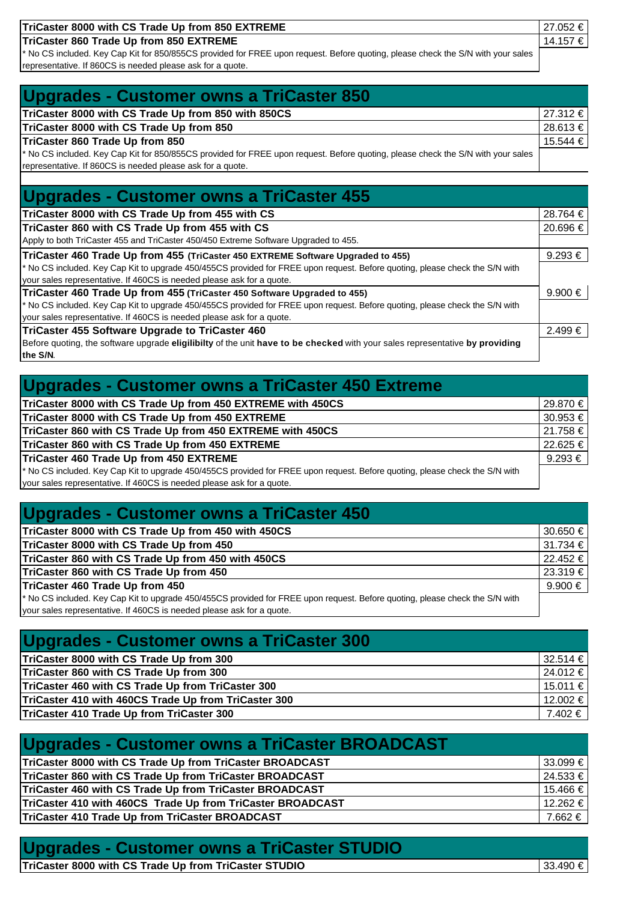| | |
|---|---|
| **TriCaster 8000 with CS Trade Up from 850 EXTREME** | 27.052 € |
| **TriCaster 860 Trade Up from 850 EXTREME** | 14.157 € |
| * No CS included. Key Cap Kit for 850/855CS provided for FREE upon request. Before quoting, please check the S/N with your sales representative. If 860CS is needed please ask for a quote. | |

## Upgrades - Customer owns a TriCaster 850

| | |
|---|---|
| **TriCaster 8000 with CS Trade Up from 850 with 850CS** | 27.312 € |
| **TriCaster 8000 with CS Trade Up from 850** | 28.613 € |
| **TriCaster 860 Trade Up from 850** | 15.544 € |
| * No CS included. Key Cap Kit for 850/855CS provided for FREE upon request. Before quoting, please check the S/N with your sales representative. If 860CS is needed please ask for a quote. | |

## Upgrades - Customer owns a TriCaster 455

| | |
|---|---|
| **TriCaster 8000 with CS Trade Up from 455 with CS** | 28.764 € |
| **TriCaster 860 with CS Trade Up from 455 with CS** | 20.696 € |
| Apply to both TriCaster 455 and TriCaster 450/450 Extreme Software Upgraded to 455. | |
| **TriCaster 460 Trade Up from 455 (TriCaster 450 EXTREME Software Upgraded to 455)** | 9.293 € |
| * No CS included. Key Cap Kit to upgrade 450/455CS provided for FREE upon request. Before quoting, please check the S/N with your sales representative. If 460CS is needed please ask for a quote. | |
| **TriCaster 460 Trade Up from 455 (TriCaster 450 Software Upgraded to 455)** | 9.900 € |
| * No CS included. Key Cap Kit to upgrade 450/455CS provided for FREE upon request. Before quoting, please check the S/N with your sales representative. If 460CS is needed please ask for a quote. | |
| **TriCaster 455 Software Upgrade to TriCaster 460** | 2.499 € |
| Before quoting, the software upgrade **eligilibilty** of the unit **have to be checked** with your sales representative **by providing the S/N**. | |

## Upgrades - Customer owns a TriCaster 450 Extreme

| | |
|---|---|
| **TriCaster 8000 with CS Trade Up from 450 EXTREME with 450CS** | 29.870 € |
| **TriCaster 8000 with CS Trade Up from 450 EXTREME** | 30.953 € |
| **TriCaster 860 with CS Trade Up from 450 EXTREME with 450CS** | 21.758 € |
| **TriCaster 860 with CS Trade Up from 450 EXTREME** | 22.625 € |
| **TriCaster 460 Trade Up from 450 EXTREME** | 9.293 € |
| * No CS included. Key Cap Kit to upgrade 450/455CS provided for FREE upon request. Before quoting, please check the S/N with your sales representative. If 460CS is needed please ask for a quote. | |

## Upgrades - Customer owns a TriCaster 450

| | |
|---|---|
| **TriCaster 8000 with CS Trade Up from 450 with 450CS** | 30.650 € |
| **TriCaster 8000 with CS Trade Up from 450** | 31.734 € |
| **TriCaster 860 with CS Trade Up from 450 with 450CS** | 22.452 € |
| **TriCaster 860 with CS Trade Up from 450** | 23.319 € |
| **TriCaster 460 Trade Up from 450** | 9.900 € |
| * No CS included. Key Cap Kit to upgrade 450/455CS provided for FREE upon request. Before quoting, please check the S/N with your sales representative. If 460CS is needed please ask for a quote. | |

## Upgrades - Customer owns a TriCaster 300

| | |
|---|---|
| **TriCaster 8000 with CS Trade Up from 300** | 32.514 € |
| **TriCaster 860 with CS Trade Up from 300** | 24.012 € |
| **TriCaster 460 with CS Trade Up from TriCaster 300** | 15.011 € |
| **TriCaster 410 with 460CS Trade Up from TriCaster 300** | 12.002 € |
| **TriCaster 410 Trade Up from TriCaster 300** | 7.402 € |

## Upgrades - Customer owns a TriCaster BROADCAST

| | |
|---|---|
| **TriCaster 8000 with CS Trade Up from TriCaster BROADCAST** | 33.099 € |
| **TriCaster 860 with CS Trade Up from TriCaster BROADCAST** | 24.533 € |
| **TriCaster 460 with CS Trade Up from TriCaster BROADCAST** | 15.466 € |
| **TriCaster 410 with 460CS Trade Up from TriCaster BROADCAST** | 12.262 € |
| **TriCaster 410 Trade Up from TriCaster BROADCAST** | 7.662 € |

## Upgrades - Customer owns a TriCaster STUDIO

| | |
|---|---|
| **TriCaster 8000 with CS Trade Up from TriCaster STUDIO** | 33.490 € |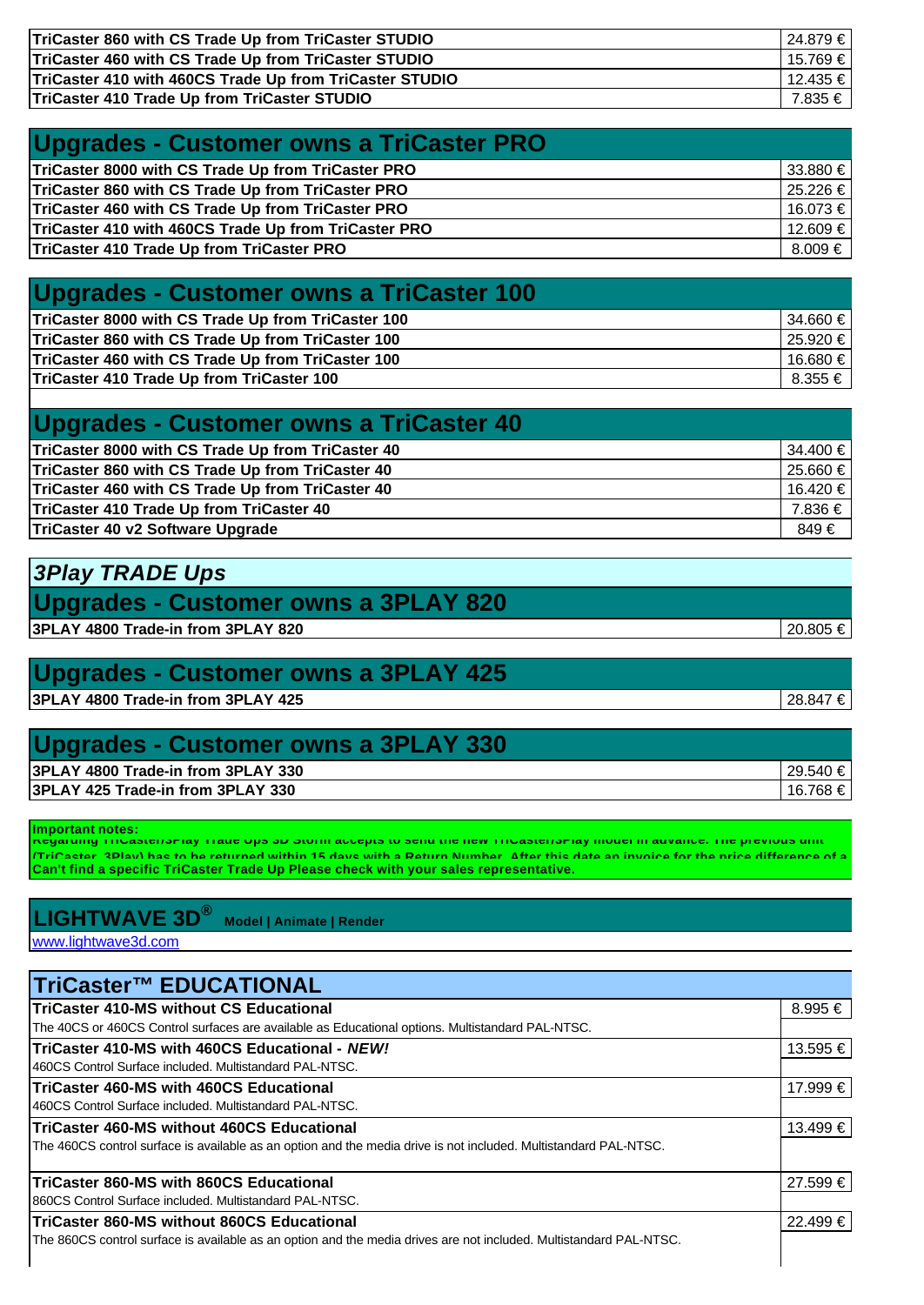| | |
|---|---|
| TriCaster 860 with CS Trade Up from TriCaster STUDIO | 24.879 € |
| TriCaster 460 with CS Trade Up from TriCaster STUDIO | 15.769 € |
| TriCaster 410 with 460CS Trade Up from TriCaster STUDIO | 12.435 € |
| TriCaster 410 Trade Up from TriCaster STUDIO | 7.835 € |

## Upgrades - Customer owns a TriCaster PRO

| | |
|---|---|
| TriCaster 8000 with CS Trade Up from TriCaster PRO | 33.880 € |
| TriCaster 860 with CS Trade Up from TriCaster PRO | 25.226 € |
| TriCaster 460 with CS Trade Up from TriCaster PRO | 16.073 € |
| TriCaster 410 with 460CS Trade Up from TriCaster PRO | 12.609 € |
| TriCaster 410 Trade Up from TriCaster PRO | 8.009 € |

## Upgrades - Customer owns a TriCaster 100

| | |
|---|---|
| TriCaster 8000 with CS Trade Up from TriCaster 100 | 34.660 € |
| TriCaster 860 with CS Trade Up from TriCaster 100 | 25.920 € |
| TriCaster 460 with CS Trade Up from TriCaster 100 | 16.680 € |
| TriCaster 410 Trade Up from TriCaster 100 | 8.355 € |

## Upgrades - Customer owns a TriCaster 40

| | |
|---|---|
| TriCaster 8000 with CS Trade Up from TriCaster 40 | 34.400 € |
| TriCaster 860 with CS Trade Up from TriCaster 40 | 25.660 € |
| TriCaster 460 with CS Trade Up from TriCaster 40 | 16.420 € |
| TriCaster 410 Trade Up from TriCaster 40 | 7.836 € |
| TriCaster 40 v2 Software Upgrade | 849 € |

## *3Play TRADE Ups*

## Upgrades - Customer owns a 3PLAY 820

| | |
|---|---|
| 3PLAY 4800 Trade-in from 3PLAY 820 | 20.805 € |

## Upgrades - Customer owns a 3PLAY 425

| | |
|---|---|
| 3PLAY 4800 Trade-in from 3PLAY 425 | 28.847 € |

## Upgrades - Customer owns a 3PLAY 330

| | |
|---|---|
| 3PLAY 4800 Trade-in from 3PLAY 330 | 29.540 € |
| 3PLAY 425 Trade-in from 3PLAY 330 | 16.768 € |

**Important notes:**
**Regarding TriCaster/3Play Trade Ups 3D Storm accepts to send the new TriCaster/3Play model in advance. The previous unit (TriCaster, 3Play) has to be returned within 15 days with a Return Number. After this date an invoice for the price difference of a**
**Can't find a specific TriCaster Trade Up Please check with your sales representative.**

## LIGHTWAVE 3D® Model | Animate | Render

www.lightwave3d.com

## TriCaster™ EDUCATIONAL

| | |
|---|---|
| **TriCaster 410-MS without CS Educational** | 8.995 € |
| The 40CS or 460CS Control surfaces are available as Educational options. Multistandard PAL-NTSC. | |
| **TriCaster 410-MS with 460CS Educational - *NEW!*** | 13.595 € |
| 460CS Control Surface included. Multistandard PAL-NTSC. | |
| **TriCaster 460-MS with 460CS Educational** | 17.999 € |
| 460CS Control Surface included. Multistandard PAL-NTSC. | |
| **TriCaster 460-MS without 460CS Educational** | 13.499 € |
| The 460CS control surface is available as an option and the media drive is not included. Multistandard PAL-NTSC. | |
| **TriCaster 860-MS with 860CS Educational** | 27.599 € |
| 860CS Control Surface included. Multistandard PAL-NTSC. | |
| **TriCaster 860-MS without 860CS Educational** | 22.499 € |
| The 860CS control surface is available as an option and the media drives are not included. Multistandard PAL-NTSC. | |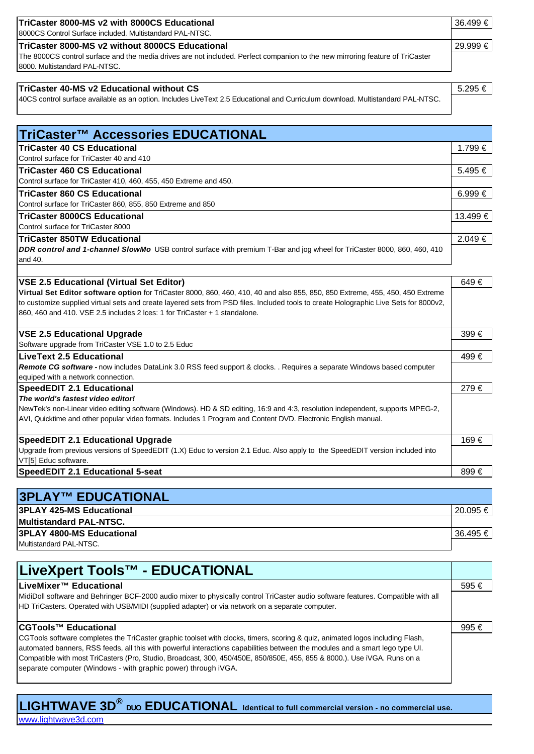| | |
|---|---|
| **TriCaster 8000-MS v2 with 8000CS Educational**<br>8000CS Control Surface included. Multistandard PAL-NTSC. | 36.499 € |
| **TriCaster 8000-MS v2 without 8000CS Educational**<br>The 8000CS control surface and the media drives are not included. Perfect companion to the new mirroring feature of TriCaster 8000. Multistandard PAL-NTSC. | 29.999 € |
| **TriCaster 40-MS v2 Educational without CS**<br>40CS control surface available as an option. Includes LiveText 2.5 Educational and Curriculum download. Multistandard PAL-NTSC. | 5.295 € |

## TriCaster™ Accessories EDUCATIONAL

| | |
|---|---|
| **TriCaster 40 CS Educational**<br>Control surface for TriCaster 40 and 410 | 1.799 € |
| **TriCaster 460 CS Educational**<br>Control surface for TriCaster 410, 460, 455, 450 Extreme and 450. | 5.495 € |
| **TriCaster 860 CS Educational**<br>Control surface for TriCaster 860, 855, 850 Extreme and 850 | 6.999 € |
| **TriCaster 8000CS Educational**<br>Control surface for TriCaster 8000 | 13.499 € |
| **TriCaster 850TW Educational**<br>***DDR control and 1-channel SlowMo*** USB control surface with premium T-Bar and jog wheel for TriCaster 8000, 860, 460, 410 and 40. | 2.049 € |
| **VSE 2.5 Educational (Virtual Set Editor)**<br>**Virtual Set Editor software option** for TriCaster 8000, 860, 460, 410, 40 and also 855, 850, 850 Extreme, 455, 450, 450 Extreme to customize supplied virtual sets and create layered sets from PSD files. Included tools to create Holographic Live Sets for 8000v2, 860, 460 and 410. VSE 2.5 includes 2 lces: 1 for TriCaster + 1 standalone. | 649 € |
| **VSE 2.5 Educational Upgrade**<br>Software upgrade from TriCaster VSE 1.0 to 2.5 Educ | 399 € |
| **LiveText 2.5 Educational**<br>***Remote CG software -*** now includes DataLink 3.0 RSS feed support & clocks. . Requires a separate Windows based computer equiped with a network connection. | 499 € |
| **SpeedEDIT 2.1 Educational**<br>***The world's fastest video editor!***<br>NewTek's non-Linear video editing software (Windows). HD & SD editing, 16:9 and 4:3, resolution independent, supports MPEG-2, AVI, Quicktime and other popular video formats. Includes 1 Program and Content DVD. Electronic English manual. | 279 € |
| **SpeedEDIT 2.1 Educational Upgrade**<br>Upgrade from previous versions of SpeedEDIT (1.X) Educ to version 2.1 Educ. Also apply to the SpeedEDIT version included into VT[5] Educ software. | 169 € |
| **SpeedEDIT 2.1 Educational 5-seat** | 899 € |

## 3PLAY™ EDUCATIONAL

| | |
|---|---|
| **3PLAY 425-MS Educational**<br>**Multistandard PAL-NTSC.** | 20.095 € |
| **3PLAY 4800-MS Educational**<br>Multistandard PAL-NTSC. | 36.495 € |

## LiveXpert Tools™ - EDUCATIONAL

| | |
|---|---|
| **LiveMixer™ Educational**<br>MidiDoll software and Behringer BCF-2000 audio mixer to physically control TriCaster audio software features. Compatible with all HD TriCasters. Operated with USB/MIDI (supplied adapter) or via network on a separate computer. | 595 € |
| **CGTools™ Educational**<br>CGTools software completes the TriCaster graphic toolset with clocks, timers, scoring & quiz, animated logos including Flash, automated banners, RSS feeds, all this with powerful interactions capabilities between the modules and a smart lego type UI. Compatible with most TriCasters (Pro, Studio, Broadcast, 300, 450/450E, 850/850E, 455, 855 & 8000.). Use iVGA. Runs on a separate computer (Windows - with graphic power) through iVGA. | 995 € |

## LIGHTWAVE 3D® DUO EDUCATIONAL **Identical to full commercial version - no commercial use.**

www.lightwave3d.com